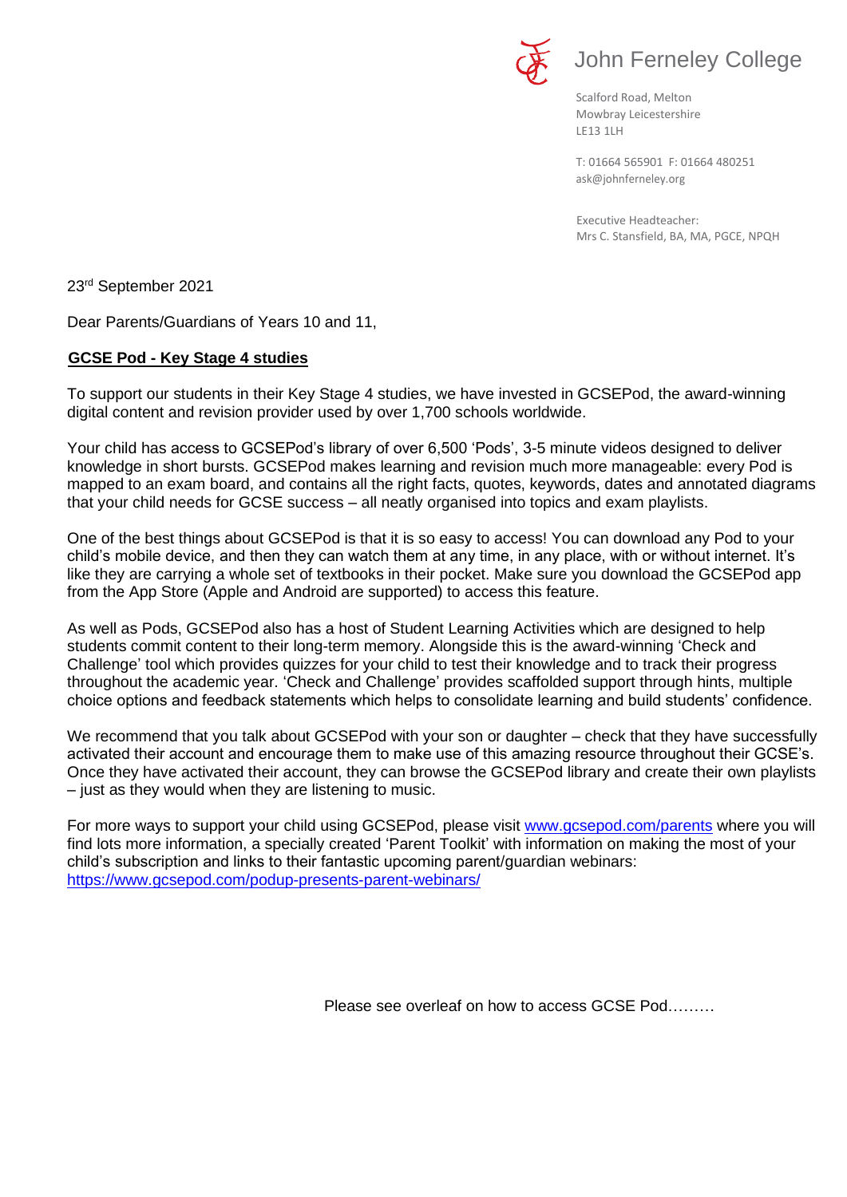John Ferneley College

Scalford Road, Melton
Mowbray Leicestershire
LE13 1LH

T: 01664 565901 F: 01664 480251
ask@johnferneley.org

Executive Headteacher:
Mrs C. Stansfield, BA, MA, PGCE, NPQH

23rd September 2021

Dear Parents/Guardians of Years 10 and 11,

**GCSE Pod - Key Stage 4 studies**

To support our students in their Key Stage 4 studies, we have invested in GCSEPod, the award-winning digital content and revision provider used by over 1,700 schools worldwide.

Your child has access to GCSEPod's library of over 6,500 'Pods', 3-5 minute videos designed to deliver knowledge in short bursts. GCSEPod makes learning and revision much more manageable: every Pod is mapped to an exam board, and contains all the right facts, quotes, keywords, dates and annotated diagrams that your child needs for GCSE success – all neatly organised into topics and exam playlists.

One of the best things about GCSEPod is that it is so easy to access! You can download any Pod to your child's mobile device, and then they can watch them at any time, in any place, with or without internet. It's like they are carrying a whole set of textbooks in their pocket. Make sure you download the GCSEPod app from the App Store (Apple and Android are supported) to access this feature.

As well as Pods, GCSEPod also has a host of Student Learning Activities which are designed to help students commit content to their long-term memory. Alongside this is the award-winning 'Check and Challenge' tool which provides quizzes for your child to test their knowledge and to track their progress throughout the academic year. 'Check and Challenge' provides scaffolded support through hints, multiple choice options and feedback statements which helps to consolidate learning and build students' confidence.

We recommend that you talk about GCSEPod with your son or daughter – check that they have successfully activated their account and encourage them to make use of this amazing resource throughout their GCSE's. Once they have activated their account, they can browse the GCSEPod library and create their own playlists – just as they would when they are listening to music.

For more ways to support your child using GCSEPod, please visit [www.gcsepod.com/parents](www.gcsepod.com/parents) where you will find lots more information, a specially created 'Parent Toolkit' with information on making the most of your child's subscription and links to their fantastic upcoming parent/guardian webinars: [https://www.gcsepod.com/podup-presents-parent-webinars/](https://www.gcsepod.com/podup-presents-parent-webinars/)

Please see overleaf on how to access GCSE Pod………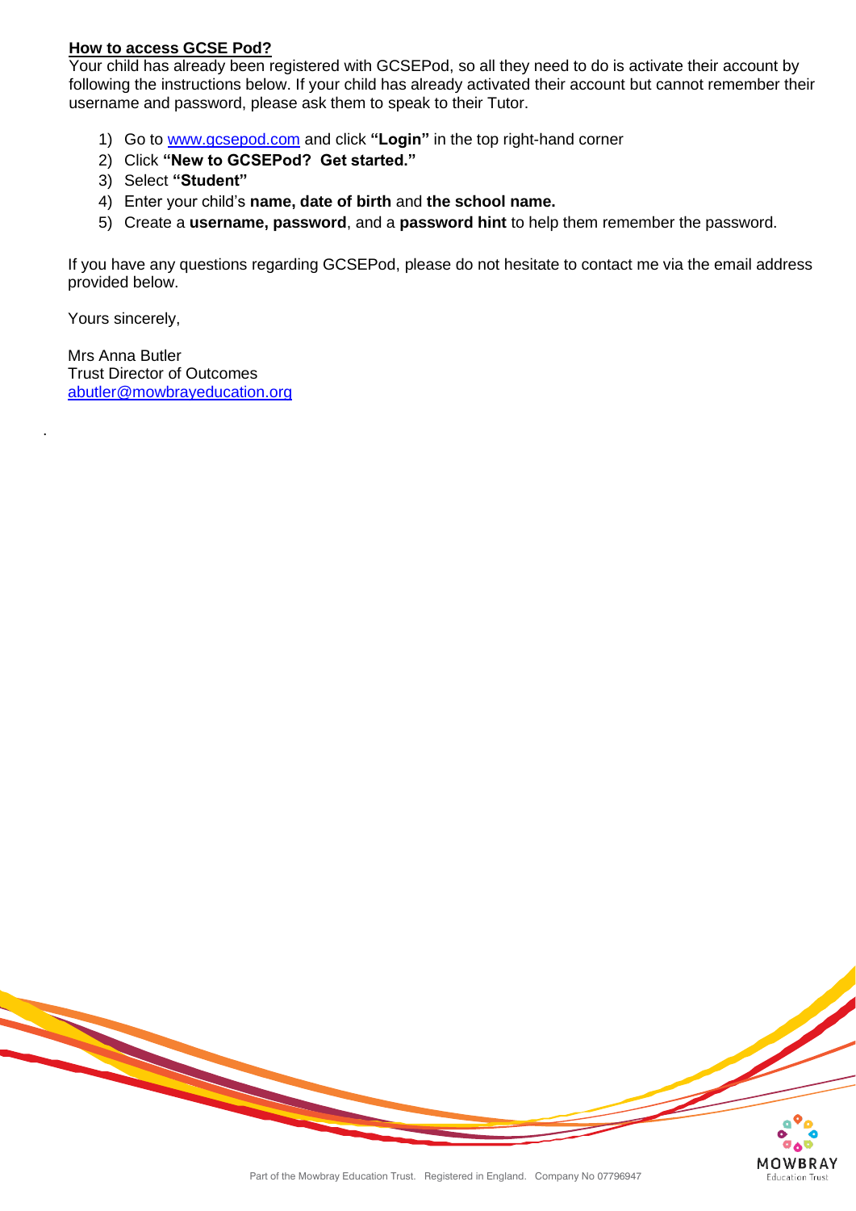**How to access GCSE Pod?**

Your child has already been registered with GCSEPod, so all they need to do is activate their account by following the instructions below. If your child has already activated their account but cannot remember their username and password, please ask them to speak to their Tutor.

1) Go to [www.gcsepod.com](http://www.gcsepod.com) and click **"Login"** in the top right-hand corner
2) Click **"New to GCSEPod? Get started."**
3) Select **"Student"**
4) Enter your child's **name, date of birth** and **the school name.**
5) Create a **username, password**, and a **password hint** to help them remember the password.

If you have any questions regarding GCSEPod, please do not hesitate to contact me via the email address provided below.

Yours sincerely,

Mrs Anna Butler
Trust Director of Outcomes
[abutler@mowbrayeducation.org](mailto:abutler@mowbrayeducation.org)

.

Part of the Mowbray Education Trust. Registered in England. Company No 07796947

MOWBRAY
Education Trust